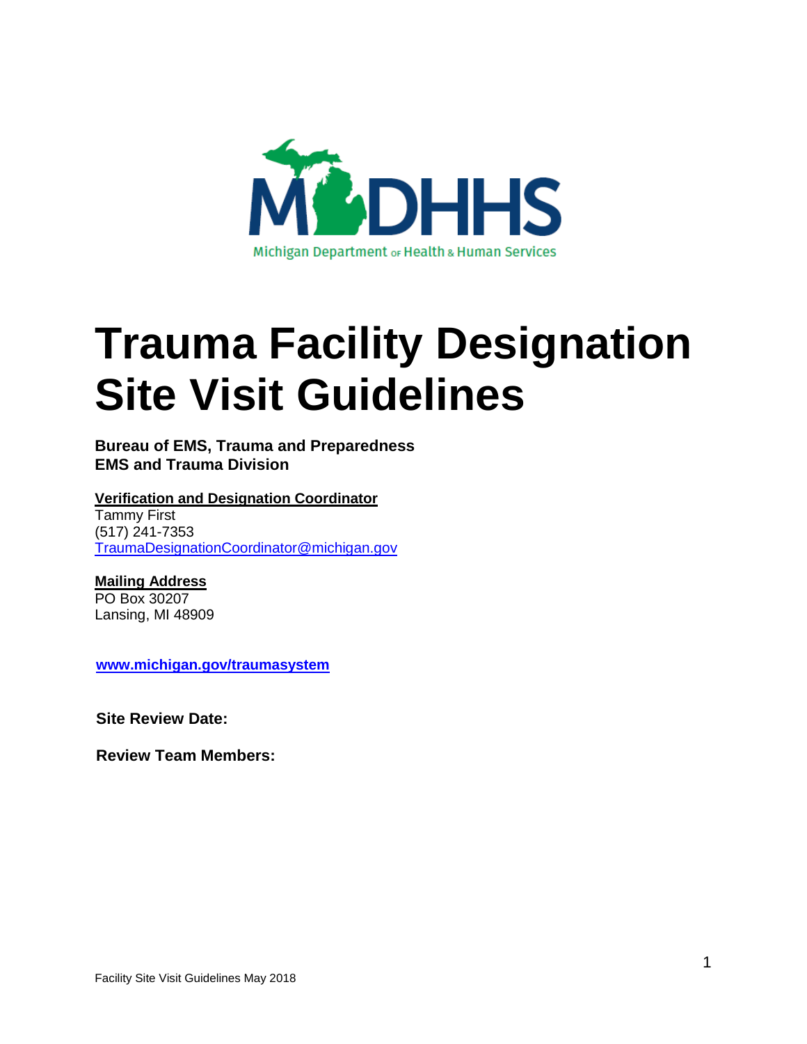# Trauma Facility Designation Site Visit Guidelines

**Bureau of EMS, Trauma and Preparedness**
**EMS and Trauma Division**

**Verification and Designation Coordinator**
Tammy First
(517) 241-7353
TraumaDesignationCoordinator@michigan.gov

**Mailing Address**
PO Box 30207
Lansing, MI 48909

**www.michigan.gov/traumasystem**

**Site Review Date:**

**Review Team Members:**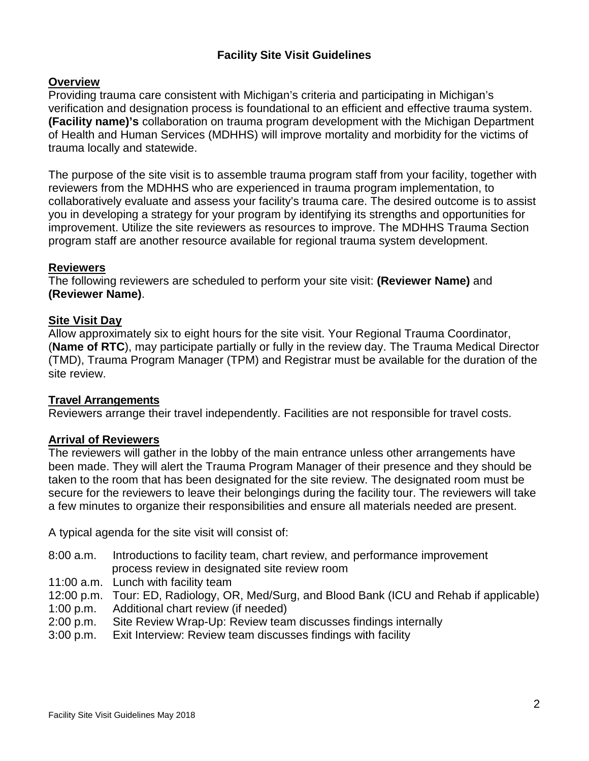# Facility Site Visit Guidelines

## Overview

Providing trauma care consistent with Michigan's criteria and participating in Michigan's verification and designation process is foundational to an efficient and effective trauma system. **(Facility name)'s** collaboration on trauma program development with the Michigan Department of Health and Human Services (MDHHS) will improve mortality and morbidity for the victims of trauma locally and statewide.

The purpose of the site visit is to assemble trauma program staff from your facility, together with reviewers from the MDHHS who are experienced in trauma program implementation, to collaboratively evaluate and assess your facility's trauma care. The desired outcome is to assist you in developing a strategy for your program by identifying its strengths and opportunities for improvement. Utilize the site reviewers as resources to improve. The MDHHS Trauma Section program staff are another resource available for regional trauma system development.

## Reviewers

The following reviewers are scheduled to perform your site visit: **(Reviewer Name)** and **(Reviewer Name)**.

## Site Visit Day

Allow approximately six to eight hours for the site visit. Your Regional Trauma Coordinator, (**Name of RTC**), may participate partially or fully in the review day. The Trauma Medical Director (TMD), Trauma Program Manager (TPM) and Registrar must be available for the duration of the site review.

## Travel Arrangements

Reviewers arrange their travel independently. Facilities are not responsible for travel costs.

## Arrival of Reviewers

The reviewers will gather in the lobby of the main entrance unless other arrangements have been made. They will alert the Trauma Program Manager of their presence and they should be taken to the room that has been designated for the site review. The designated room must be secure for the reviewers to leave their belongings during the facility tour. The reviewers will take a few minutes to organize their responsibilities and ensure all materials needed are present.

A typical agenda for the site visit will consist of:

- 8:00 a.m. Introductions to facility team, chart review, and performance improvement process review in designated site review room
- 11:00 a.m. Lunch with facility team
- 12:00 p.m. Tour: ED, Radiology, OR, Med/Surg, and Blood Bank (ICU and Rehab if applicable)
- 1:00 p.m. Additional chart review (if needed)
- 2:00 p.m. Site Review Wrap-Up: Review team discusses findings internally
- 3:00 p.m. Exit Interview: Review team discusses findings with facility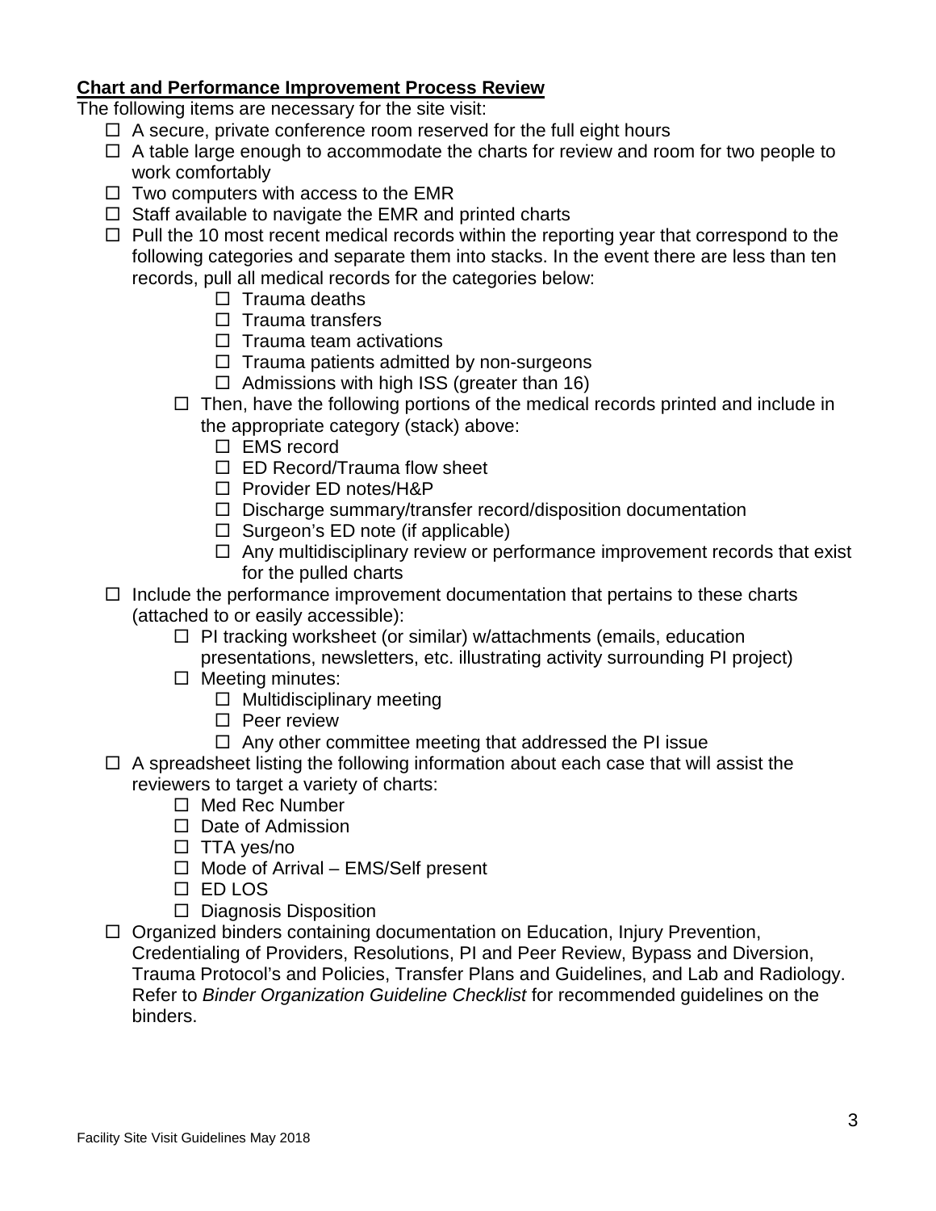**Chart and Performance Improvement Process Review**

The following items are necessary for the site visit:

- ☐ A secure, private conference room reserved for the full eight hours
- ☐ A table large enough to accommodate the charts for review and room for two people to work comfortably
- ☐ Two computers with access to the EMR
- ☐ Staff available to navigate the EMR and printed charts
- ☐ Pull the 10 most recent medical records within the reporting year that correspond to the following categories and separate them into stacks. In the event there are less than ten records, pull all medical records for the categories below:
    - ☐ Trauma deaths
    - ☐ Trauma transfers
    - ☐ Trauma team activations
    - ☐ Trauma patients admitted by non-surgeons
    - ☐ Admissions with high ISS (greater than 16)
  - ☐ Then, have the following portions of the medical records printed and include in the appropriate category (stack) above:
    - ☐ EMS record
    - ☐ ED Record/Trauma flow sheet
    - ☐ Provider ED notes/H&P
    - ☐ Discharge summary/transfer record/disposition documentation
    - ☐ Surgeon's ED note (if applicable)
    - ☐ Any multidisciplinary review or performance improvement records that exist for the pulled charts
- ☐ Include the performance improvement documentation that pertains to these charts (attached to or easily accessible):
    - ☐ PI tracking worksheet (or similar) w/attachments (emails, education presentations, newsletters, etc. illustrating activity surrounding PI project)
    - ☐ Meeting minutes:
        - ☐ Multidisciplinary meeting
        - ☐ Peer review
        - ☐ Any other committee meeting that addressed the PI issue
- ☐ A spreadsheet listing the following information about each case that will assist the reviewers to target a variety of charts:
    - ☐ Med Rec Number
    - ☐ Date of Admission
    - ☐ TTA yes/no
    - ☐ Mode of Arrival – EMS/Self present
    - ☐ ED LOS
    - ☐ Diagnosis Disposition
- ☐ Organized binders containing documentation on Education, Injury Prevention, Credentialing of Providers, Resolutions, PI and Peer Review, Bypass and Diversion, Trauma Protocol's and Policies, Transfer Plans and Guidelines, and Lab and Radiology. Refer to *Binder Organization Guideline Checklist* for recommended guidelines on the binders.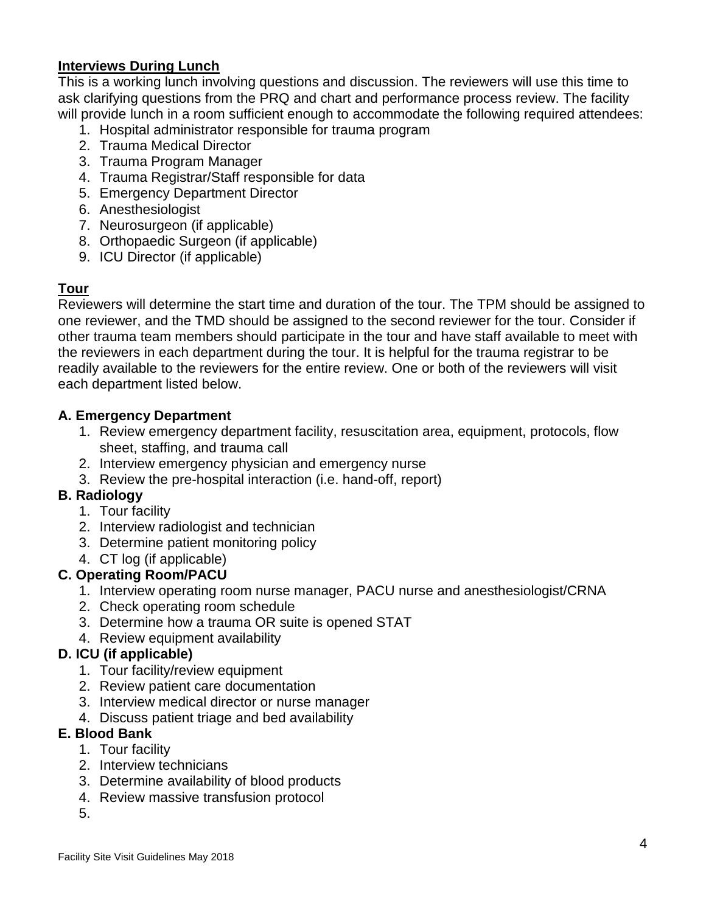**<u>Interviews During Lunch</u>**

This is a working lunch involving questions and discussion. The reviewers will use this time to ask clarifying questions from the PRQ and chart and performance process review. The facility will provide lunch in a room sufficient enough to accommodate the following required attendees:

1. Hospital administrator responsible for trauma program
2. Trauma Medical Director
3. Trauma Program Manager
4. Trauma Registrar/Staff responsible for data
5. Emergency Department Director
6. Anesthesiologist
7. Neurosurgeon (if applicable)
8. Orthopaedic Surgeon (if applicable)
9. ICU Director (if applicable)

**<u>Tour</u>**

Reviewers will determine the start time and duration of the tour. The TPM should be assigned to one reviewer, and the TMD should be assigned to the second reviewer for the tour. Consider if other trauma team members should participate in the tour and have staff available to meet with the reviewers in each department during the tour. It is helpful for the trauma registrar to be readily available to the reviewers for the entire review. One or both of the reviewers will visit each department listed below.

**A. Emergency Department**

1. Review emergency department facility, resuscitation area, equipment, protocols, flow sheet, staffing, and trauma call
2. Interview emergency physician and emergency nurse
3. Review the pre-hospital interaction (i.e. hand-off, report)

**B. Radiology**

1. Tour facility
2. Interview radiologist and technician
3. Determine patient monitoring policy
4. CT log (if applicable)

**C. Operating Room/PACU**

1. Interview operating room nurse manager, PACU nurse and anesthesiologist/CRNA
2. Check operating room schedule
3. Determine how a trauma OR suite is opened STAT
4. Review equipment availability

**D. ICU (if applicable)**

1. Tour facility/review equipment
2. Review patient care documentation
3. Interview medical director or nurse manager
4. Discuss patient triage and bed availability

**E. Blood Bank**

1. Tour facility
2. Interview technicians
3. Determine availability of blood products
4. Review massive transfusion protocol
5.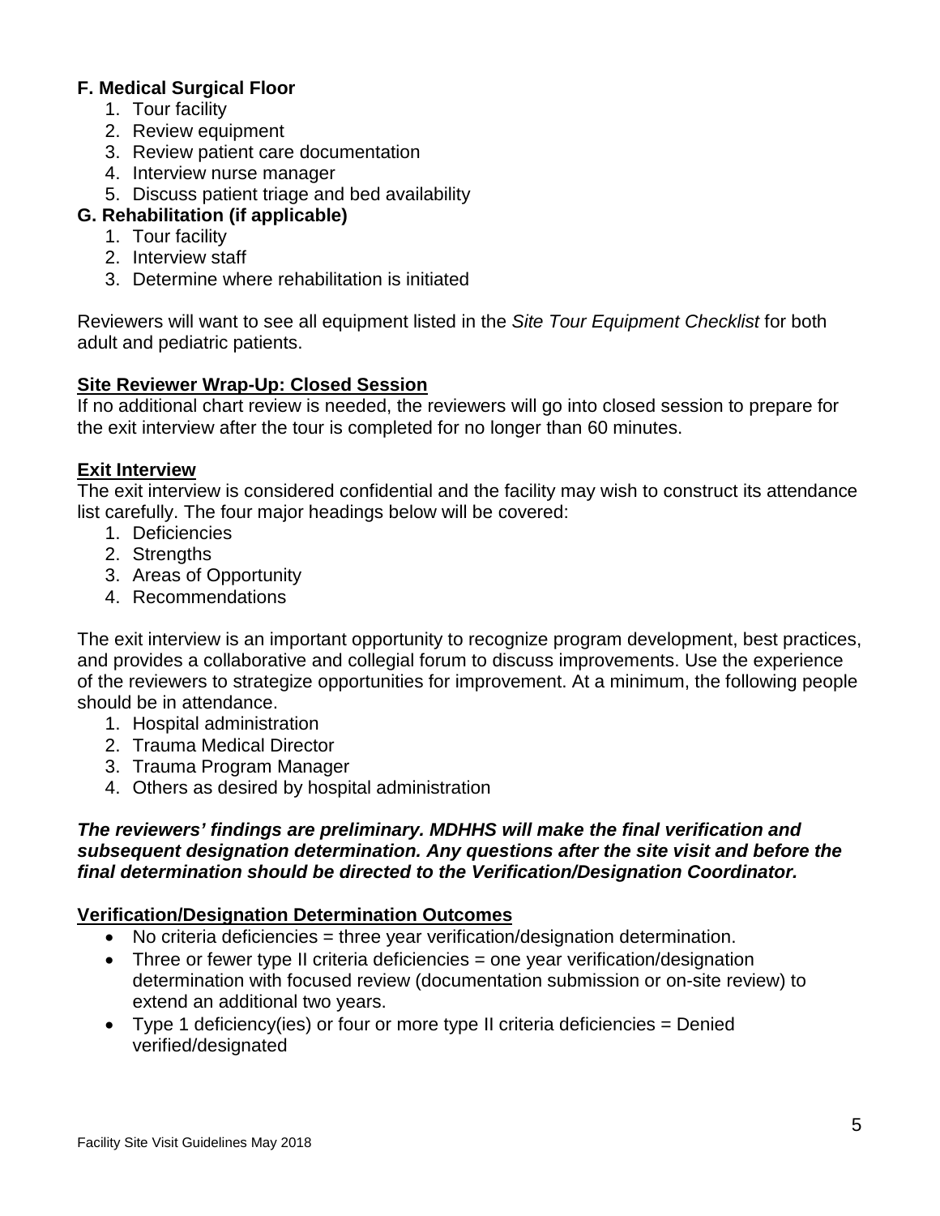**F. Medical Surgical Floor**

1. Tour facility
2. Review equipment
3. Review patient care documentation
4. Interview nurse manager
5. Discuss patient triage and bed availability

**G. Rehabilitation (if applicable)**

1. Tour facility
2. Interview staff
3. Determine where rehabilitation is initiated

Reviewers will want to see all equipment listed in the *Site Tour Equipment Checklist* for both adult and pediatric patients.

**<u>Site Reviewer Wrap-Up: Closed Session</u>**

If no additional chart review is needed, the reviewers will go into closed session to prepare for the exit interview after the tour is completed for no longer than 60 minutes.

**<u>Exit Interview</u>**

The exit interview is considered confidential and the facility may wish to construct its attendance list carefully. The four major headings below will be covered:

1. Deficiencies
2. Strengths
3. Areas of Opportunity
4. Recommendations

The exit interview is an important opportunity to recognize program development, best practices, and provides a collaborative and collegial forum to discuss improvements. Use the experience of the reviewers to strategize opportunities for improvement. At a minimum, the following people should be in attendance.

1. Hospital administration
2. Trauma Medical Director
3. Trauma Program Manager
4. Others as desired by hospital administration

***The reviewers' findings are preliminary. MDHHS will make the final verification and subsequent designation determination. Any questions after the site visit and before the final determination should be directed to the Verification/Designation Coordinator.***

**<u>Verification/Designation Determination Outcomes</u>**

- No criteria deficiencies = three year verification/designation determination.
- Three or fewer type II criteria deficiencies = one year verification/designation determination with focused review (documentation submission or on-site review) to extend an additional two years.
- Type 1 deficiency(ies) or four or more type II criteria deficiencies = Denied verified/designated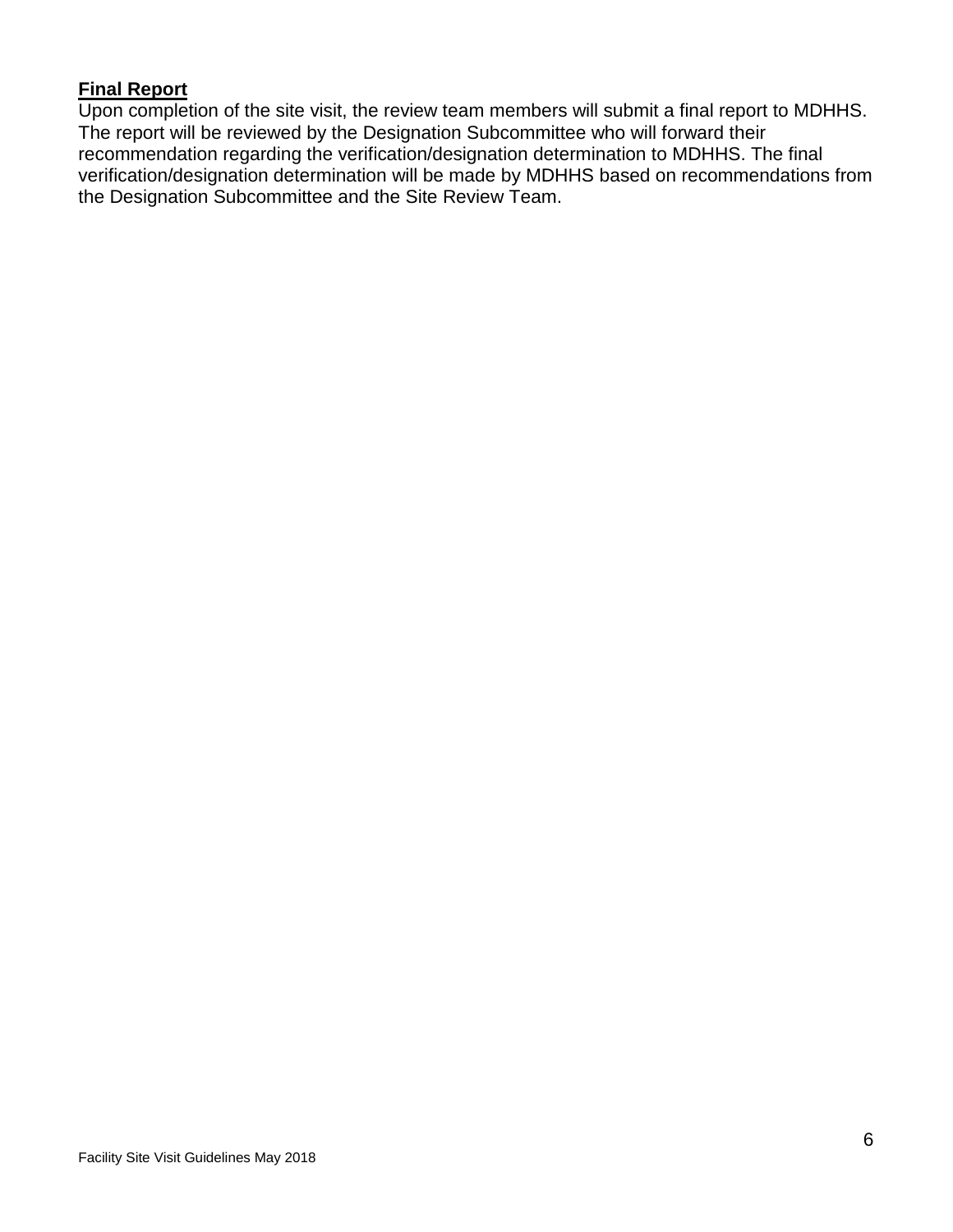**Final Report**

Upon completion of the site visit, the review team members will submit a final report to MDHHS. The report will be reviewed by the Designation Subcommittee who will forward their recommendation regarding the verification/designation determination to MDHHS. The final verification/designation determination will be made by MDHHS based on recommendations from the Designation Subcommittee and the Site Review Team.